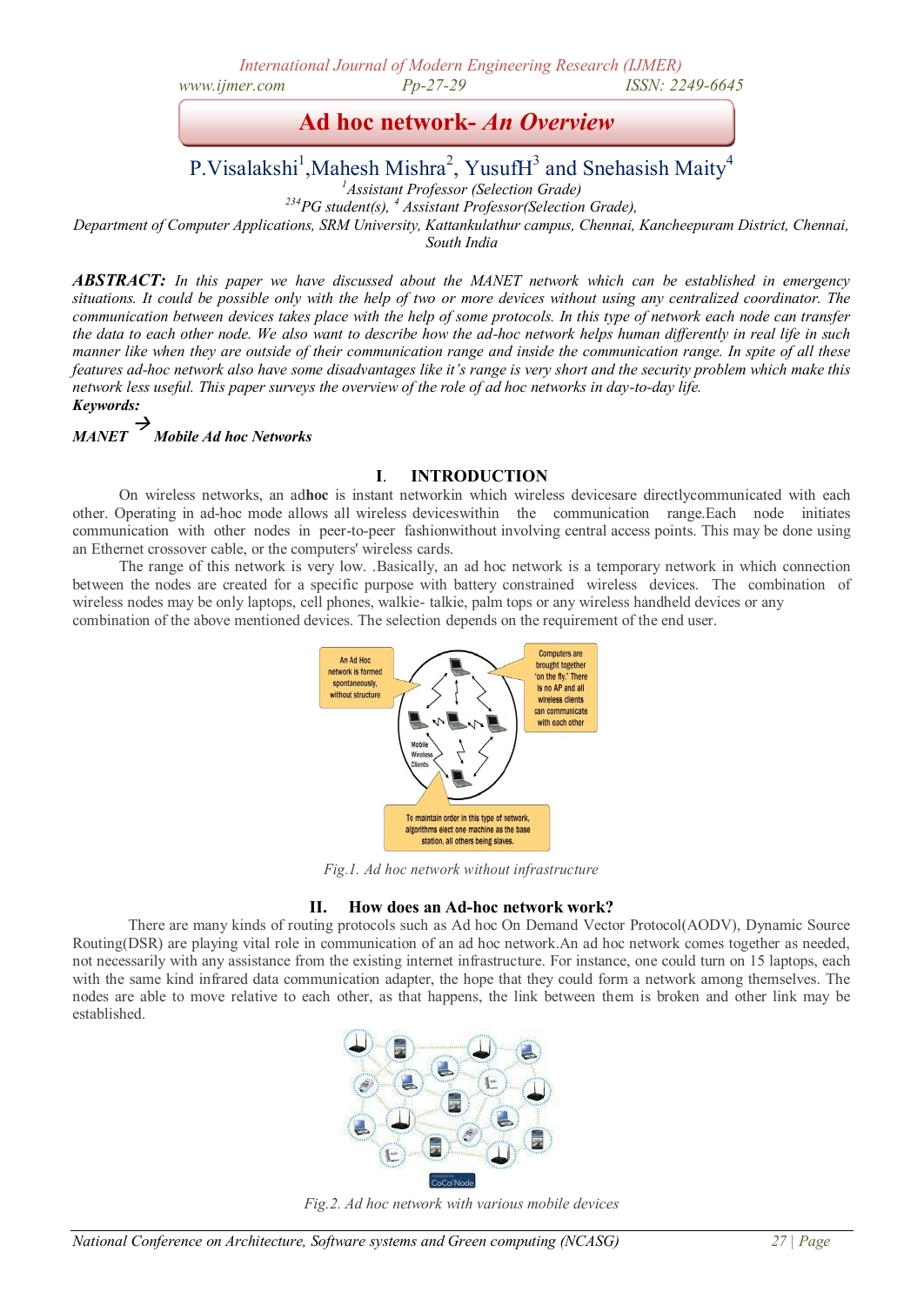# Ad hoc network- *An Overview*

P.Visalakshi[1], Mahesh Mishra[2], YusufH[3] and Snehasish Maity[4]

[1]*Assistant Professor (Selection Grade)*

[234]*PG student(s),* [4] *Assistant Professor(Selection Grade),*

*Department of Computer Applications, SRM University, Kattankulathur campus, Chennai, Kancheepuram District, Chennai, South India*

***ABSTRACT:*** *In this paper we have discussed about the MANET network which can be established in emergency situations. It could be possible only with the help of two or more devices without using any centralized coordinator. The communication between devices takes place with the help of some protocols. In this type of network each node can transfer the data to each other node. We also want to describe how the ad-hoc network helps human differently in real life in such manner like when they are outside of their communication range and inside the communication range. In spite of all these features ad-hoc network also have some disadvantages like it's range is very short and the security problem which make this network less useful. This paper surveys the overview of the role of ad hoc networks in day-to-day life.*

***Keywords:***

***MANET → Mobile Ad hoc Networks***

## I. INTRODUCTION

On wireless networks, an ad**hoc** is instant networkin which wireless devicesare directlycommunicated with each other. Operating in ad-hoc mode allows all wireless deviceswithin the communication range.Each node initiates communication with other nodes in peer-to-peer fashionwithout involving central access points. This may be done using an Ethernet crossover cable, or the computers' wireless cards.

The range of this network is very low. .Basically, an ad hoc network is a temporary network in which connection between the nodes are created for a specific purpose with battery constrained wireless devices. The combination of wireless nodes may be only laptops, cell phones, walkie- talkie, palm tops or any wireless handheld devices or any combination of the above mentioned devices. The selection depends on the requirement of the end user.

*Fig.1. Ad hoc network without infrastructure*

## II. How does an Ad-hoc network work?

There are many kinds of routing protocols such as Ad hoc On Demand Vector Protocol(AODV), Dynamic Source Routing(DSR) are playing vital role in communication of an ad hoc network.An ad hoc network comes together as needed, not necessarily with any assistance from the existing internet infrastructure. For instance, one could turn on 15 laptops, each with the same kind infrared data communication adapter, the hope that they could form a network among themselves. The nodes are able to move relative to each other, as that happens, the link between them is broken and other link may be established.

*Fig.2. Ad hoc network with various mobile devices*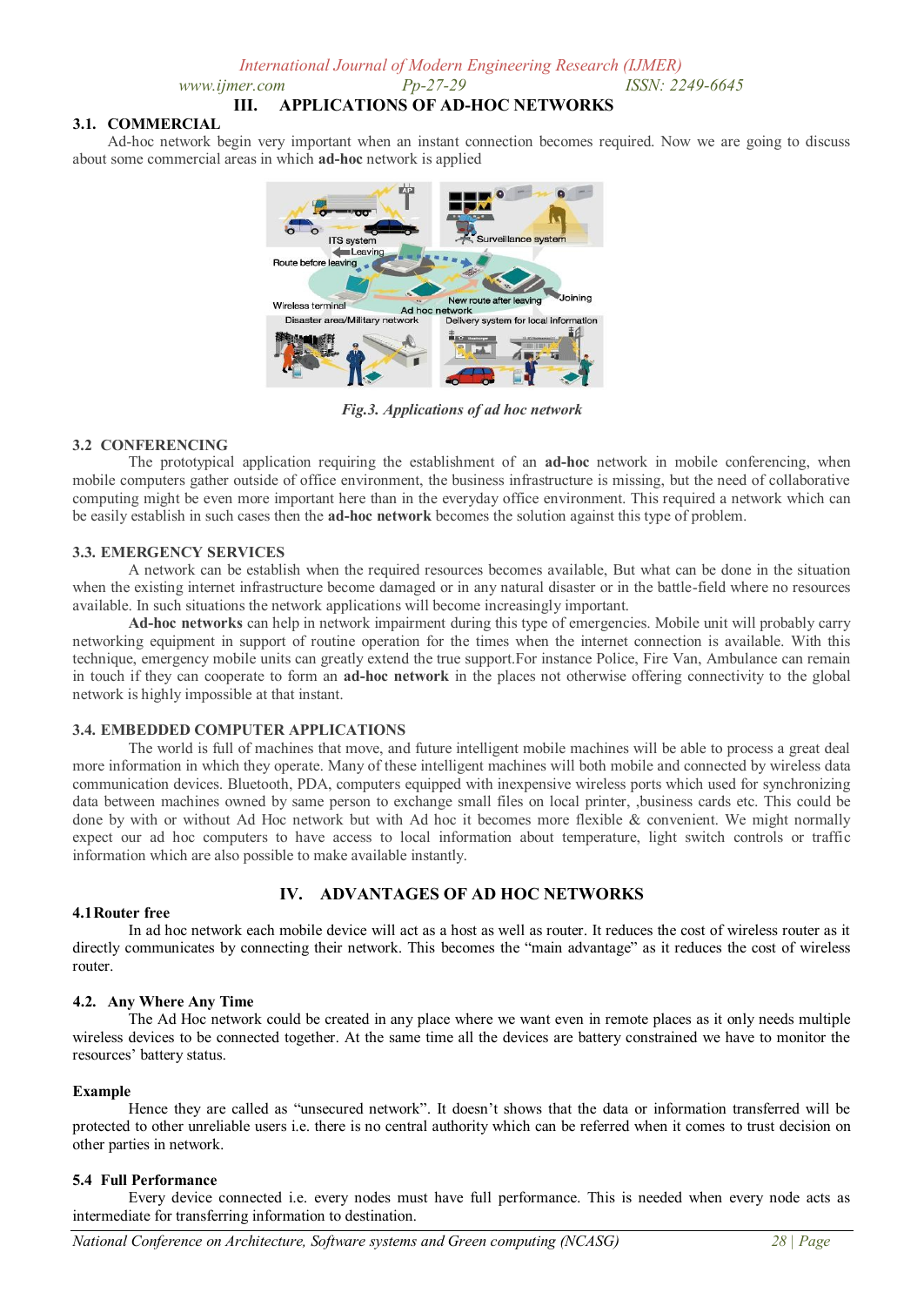## III. APPLICATIONS OF AD-HOC NETWORKS

### 3.1. COMMERCIAL

Ad-hoc network begin very important when an instant connection becomes required. Now we are going to discuss about some commercial areas in which **ad-hoc** network is applied

*Fig.3. Applications of ad hoc network*

### 3.2 CONFERENCING

The prototypical application requiring the establishment of an **ad-hoc** network in mobile conferencing, when mobile computers gather outside of office environment, the business infrastructure is missing, but the need of collaborative computing might be even more important here than in the everyday office environment. This required a network which can be easily establish in such cases then the **ad-hoc network** becomes the solution against this type of problem.

### 3.3. EMERGENCY SERVICES

A network can be establish when the required resources becomes available, But what can be done in the situation when the existing internet infrastructure become damaged or in any natural disaster or in the battle-field where no resources available. In such situations the network applications will become increasingly important.

**Ad-hoc networks** can help in network impairment during this type of emergencies. Mobile unit will probably carry networking equipment in support of routine operation for the times when the internet connection is available. With this technique, emergency mobile units can greatly extend the true support.For instance Police, Fire Van, Ambulance can remain in touch if they can cooperate to form an **ad-hoc network** in the places not otherwise offering connectivity to the global network is highly impossible at that instant.

### 3.4. EMBEDDED COMPUTER APPLICATIONS

The world is full of machines that move, and future intelligent mobile machines will be able to process a great deal more information in which they operate. Many of these intelligent machines will both mobile and connected by wireless data communication devices. Bluetooth, PDA, computers equipped with inexpensive wireless ports which used for synchronizing data between machines owned by same person to exchange small files on local printer, ,business cards etc. This could be done by with or without Ad Hoc network but with Ad hoc it becomes more flexible & convenient. We might normally expect our ad hoc computers to have access to local information about temperature, light switch controls or traffic information which are also possible to make available instantly.

## IV. ADVANTAGES OF AD HOC NETWORKS

### 4.1 Router free

In ad hoc network each mobile device will act as a host as well as router. It reduces the cost of wireless router as it directly communicates by connecting their network. This becomes the "main advantage" as it reduces the cost of wireless router.

### 4.2. Any Where Any Time

The Ad Hoc network could be created in any place where we want even in remote places as it only needs multiple wireless devices to be connected together. At the same time all the devices are battery constrained we have to monitor the resources' battery status.

### Example

Hence they are called as "unsecured network". It doesn't shows that the data or information transferred will be protected to other unreliable users i.e. there is no central authority which can be referred when it comes to trust decision on other parties in network.

### 5.4 Full Performance

Every device connected i.e. every nodes must have full performance. This is needed when every node acts as intermediate for transferring information to destination.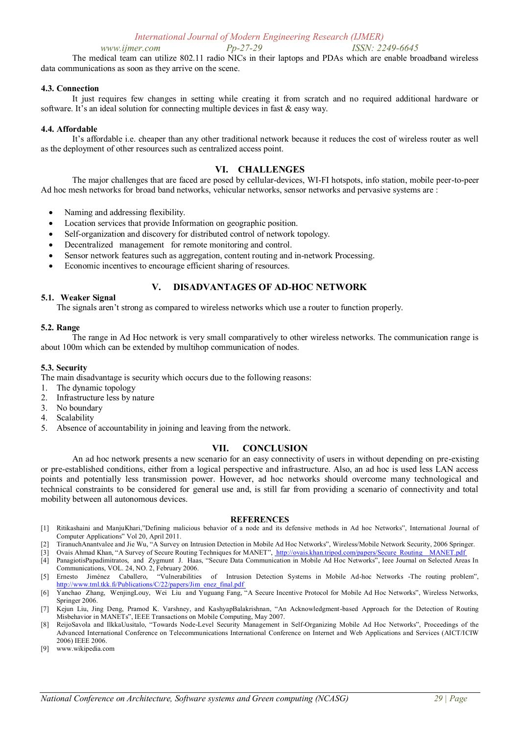The medical team can utilize 802.11 radio NICs in their laptops and PDAs which are enable broadband wireless data communications as soon as they arrive on the scene.

### 4.3. Connection

It just requires few changes in setting while creating it from scratch and no required additional hardware or software. It's an ideal solution for connecting multiple devices in fast & easy way.

### 4.4. Affordable

It's affordable i.e. cheaper than any other traditional network because it reduces the cost of wireless router as well as the deployment of other resources such as centralized access point.

## VI. CHALLENGES

The major challenges that are faced are posed by cellular-devices, WI-FI hotspots, info station, mobile peer-to-peer Ad hoc mesh networks for broad band networks, vehicular networks, sensor networks and pervasive systems are :

- Naming and addressing flexibility.
- Location services that provide Information on geographic position.
- Self-organization and discovery for distributed control of network topology.
- Decentralized management for remote monitoring and control.
- Sensor network features such as aggregation, content routing and in-network Processing.
- Economic incentives to encourage efficient sharing of resources.

## V. DISADVANTAGES OF AD-HOC NETWORK

### 5.1. Weaker Signal

The signals aren't strong as compared to wireless networks which use a router to function properly.

### 5.2. Range

The range in Ad Hoc network is very small comparatively to other wireless networks. The communication range is about 100m which can be extended by multihop communication of nodes.

### 5.3. Security

The main disadvantage is security which occurs due to the following reasons:

1. The dynamic topology
2. Infrastructure less by nature
3. No boundary
4. Scalability
5. Absence of accountability in joining and leaving from the network.

## VII. CONCLUSION

An ad hoc network presents a new scenario for an easy connectivity of users in without depending on pre-existing or pre-established conditions, either from a logical perspective and infrastructure. Also, an ad hoc is used less LAN access points and potentially less transmission power. However, ad hoc networks should overcome many technological and technical constraints to be considered for general use and, is still far from providing a scenario of connectivity and total mobility between all autonomous devices.

## REFERENCES

[1] Ritikashaini and ManjuKhari,"Defining malicious behavior of a node and its defensive methods in Ad hoc Networks", International Journal of Computer Applications" Vol 20, April 2011.

[2] TiranuchAnantvalee and Jie Wu, "A Survey on Intrusion Detection in Mobile Ad Hoc Networks", Wireless/Mobile Network Security, 2006 Springer.

[3] Ovais Ahmad Khan, "A Survey of Secure Routing Techniques for MANET", http://ovais.khan.tripod.com/papers/Secure_Routing__MANET.pdf

[4] PanagiotisPapadimitratos, and Zygmunt J. Haas, "Secure Data Communication in Mobile Ad Hoc Networks", Ieee Journal on Selected Areas In Communications, VOL. 24, NO. 2, February 2006.

[5] Ernesto Jiménez Caballero, "Vulnerabilities of Intrusion Detection Systems in Mobile Ad-hoc Networks -The routing problem", http://www.tml.tkk.fi/Publications/C/22/papers/Jim_enez_final.pdf

[6] Yanchao Zhang, WenjingLouy, Wei Liu and Yuguang Fang, "A Secure Incentive Protocol for Mobile Ad Hoc Networks", Wireless Networks, Springer 2006.

[7] Kejun Liu, Jing Deng, Pramod K. Varshney, and KashyapBalakrishnan, "An Acknowledgment-based Approach for the Detection of Routing Misbehavior in MANETs", IEEE Transactions on Mobile Computing, May 2007.

[8] ReijoSavola and IlkkaUusitalo, "Towards Node-Level Security Management in Self-Organizing Mobile Ad Hoc Networks", Proceedings of the Advanced International Conference on Telecommunications International Conference on Internet and Web Applications and Services (AICT/ICIW 2006) IEEE 2006.

[9] www.wikipedia.com